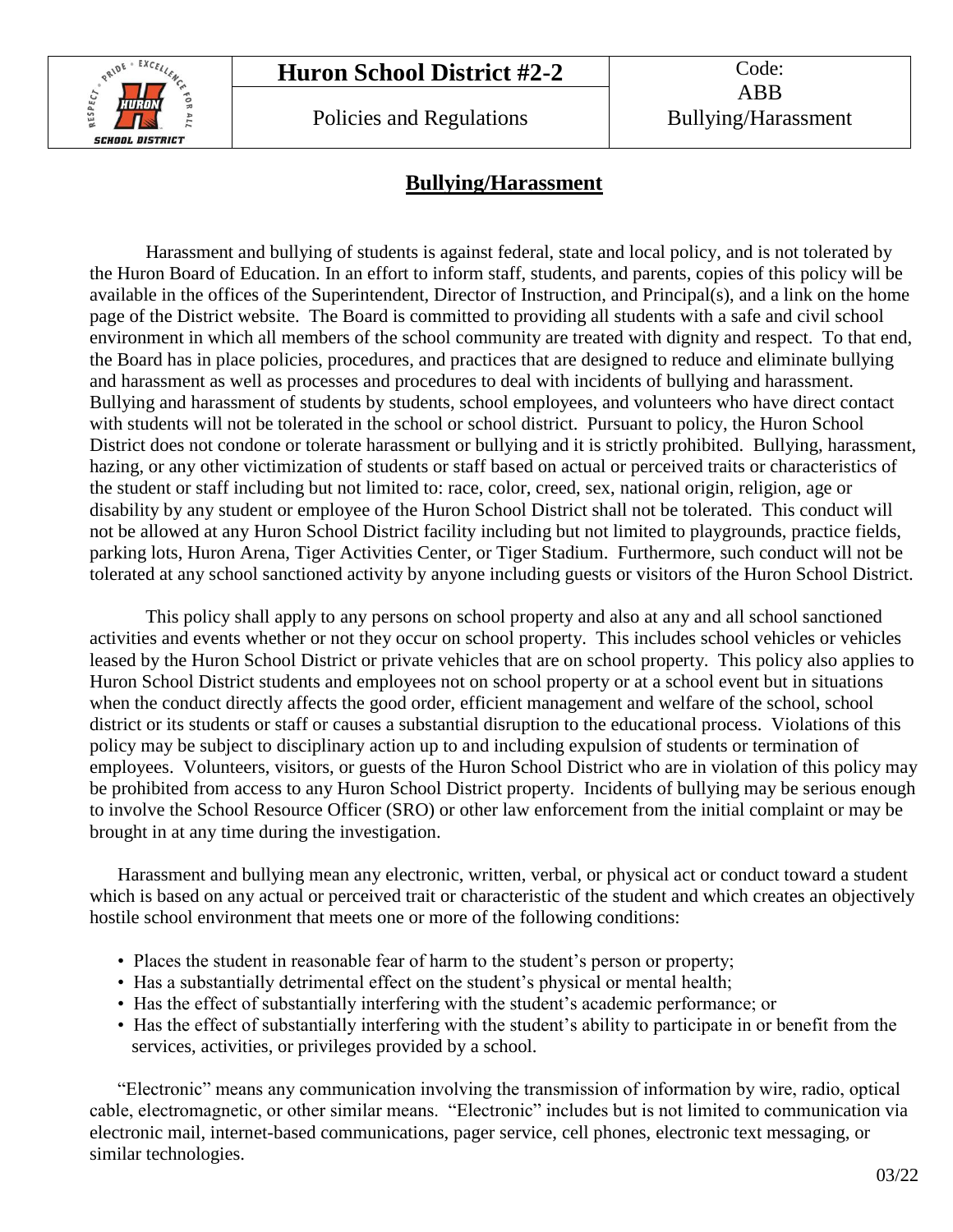| | Huron School District #2-2 | Code: ABB |
|---|---|---|
| | Policies and Regulations | Bullying/Harassment |

# Bullying/Harassment

Harassment and bullying of students is against federal, state and local policy, and is not tolerated by the Huron Board of Education. In an effort to inform staff, students, and parents, copies of this policy will be available in the offices of the Superintendent, Director of Instruction, and Principal(s), and a link on the home page of the District website. The Board is committed to providing all students with a safe and civil school environment in which all members of the school community are treated with dignity and respect. To that end, the Board has in place policies, procedures, and practices that are designed to reduce and eliminate bullying and harassment as well as processes and procedures to deal with incidents of bullying and harassment. Bullying and harassment of students by students, school employees, and volunteers who have direct contact with students will not be tolerated in the school or school district. Pursuant to policy, the Huron School District does not condone or tolerate harassment or bullying and it is strictly prohibited. Bullying, harassment, hazing, or any other victimization of students or staff based on actual or perceived traits or characteristics of the student or staff including but not limited to: race, color, creed, sex, national origin, religion, age or disability by any student or employee of the Huron School District shall not be tolerated. This conduct will not be allowed at any Huron School District facility including but not limited to playgrounds, practice fields, parking lots, Huron Arena, Tiger Activities Center, or Tiger Stadium. Furthermore, such conduct will not be tolerated at any school sanctioned activity by anyone including guests or visitors of the Huron School District.

This policy shall apply to any persons on school property and also at any and all school sanctioned activities and events whether or not they occur on school property. This includes school vehicles or vehicles leased by the Huron School District or private vehicles that are on school property. This policy also applies to Huron School District students and employees not on school property or at a school event but in situations when the conduct directly affects the good order, efficient management and welfare of the school, school district or its students or staff or causes a substantial disruption to the educational process. Violations of this policy may be subject to disciplinary action up to and including expulsion of students or termination of employees. Volunteers, visitors, or guests of the Huron School District who are in violation of this policy may be prohibited from access to any Huron School District property. Incidents of bullying may be serious enough to involve the School Resource Officer (SRO) or other law enforcement from the initial complaint or may be brought in at any time during the investigation.

Harassment and bullying mean any electronic, written, verbal, or physical act or conduct toward a student which is based on any actual or perceived trait or characteristic of the student and which creates an objectively hostile school environment that meets one or more of the following conditions:

- Places the student in reasonable fear of harm to the student's person or property;
- Has a substantially detrimental effect on the student's physical or mental health;
- Has the effect of substantially interfering with the student's academic performance; or
- Has the effect of substantially interfering with the student's ability to participate in or benefit from the services, activities, or privileges provided by a school.

"Electronic" means any communication involving the transmission of information by wire, radio, optical cable, electromagnetic, or other similar means. "Electronic" includes but is not limited to communication via electronic mail, internet-based communications, pager service, cell phones, electronic text messaging, or similar technologies.

03/22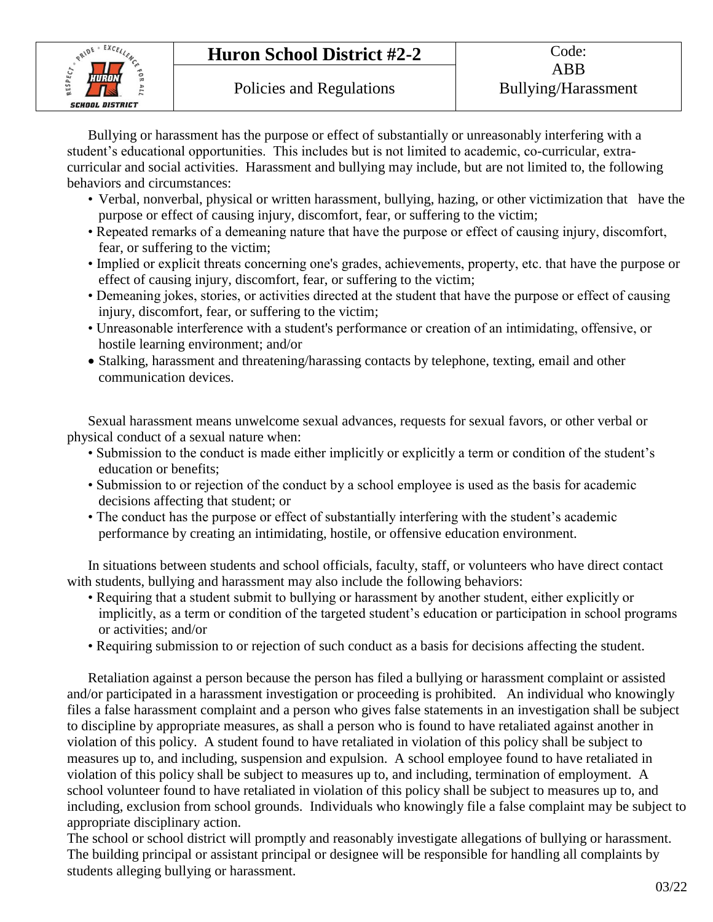Bullying or harassment has the purpose or effect of substantially or unreasonably interfering with a student's educational opportunities. This includes but is not limited to, academic, co-curricular, extra-curricular and social activities. Harassment and bullying may include, but are not limited to, the following behaviors and circumstances:

- Verbal, nonverbal, physical or written harassment, bullying, hazing, or other victimization that have the purpose or effect of causing injury, discomfort, fear, or suffering to the victim;
- Repeated remarks of a demeaning nature that have the purpose or effect of causing injury, discomfort, fear, or suffering to the victim;
- Implied or explicit threats concerning one's grades, achievements, property, etc. that have the purpose or effect of causing injury, discomfort, fear, or suffering to the victim;
- Demeaning jokes, stories, or activities directed at the student that have the purpose or effect of causing injury, discomfort, fear, or suffering to the victim;
- Unreasonable interference with a student's performance or creation of an intimidating, offensive, or hostile learning environment; and/or
- Stalking, harassment and threatening/harassing contacts by telephone, texting, email and other communication devices.

Sexual harassment means unwelcome sexual advances, requests for sexual favors, or other verbal or physical conduct of a sexual nature when:

- Submission to the conduct is made either implicitly or explicitly a term or condition of the student's education or benefits;
- Submission to or rejection of the conduct by a school employee is used as the basis for academic decisions affecting that student; or
- The conduct has the purpose or effect of substantially interfering with the student's academic performance by creating an intimidating, hostile, or offensive education environment.

In situations between students and school officials, faculty, staff, or volunteers who have direct contact with students, bullying and harassment may also include the following behaviors:

- Requiring that a student submit to bullying or harassment by another student, either explicitly or implicitly, as a term or condition of the targeted student's education or participation in school programs or activities; and/or
- Requiring submission to or rejection of such conduct as a basis for decisions affecting the student.

Retaliation against a person because the person has filed a bullying or harassment complaint or assisted and/or participated in a harassment investigation or proceeding is prohibited. An individual who knowingly files a false harassment complaint and a person who gives false statements in an investigation shall be subject to discipline by appropriate measures, as shall a person who is found to have retaliated against another in violation of this policy. A student found to have retaliated in violation of this policy shall be subject to measures up to, and including, suspension and expulsion. A school employee found to have retaliated in violation of this policy shall be subject to measures up to, and including, termination of employment. A school volunteer found to have retaliated in violation of this policy shall be subject to measures up to, and including, exclusion from school grounds. Individuals who knowingly file a false complaint may be subject to appropriate disciplinary action.

The school or school district will promptly and reasonably investigate allegations of bullying or harassment. The building principal or assistant principal or designee will be responsible for handling all complaints by students alleging bullying or harassment.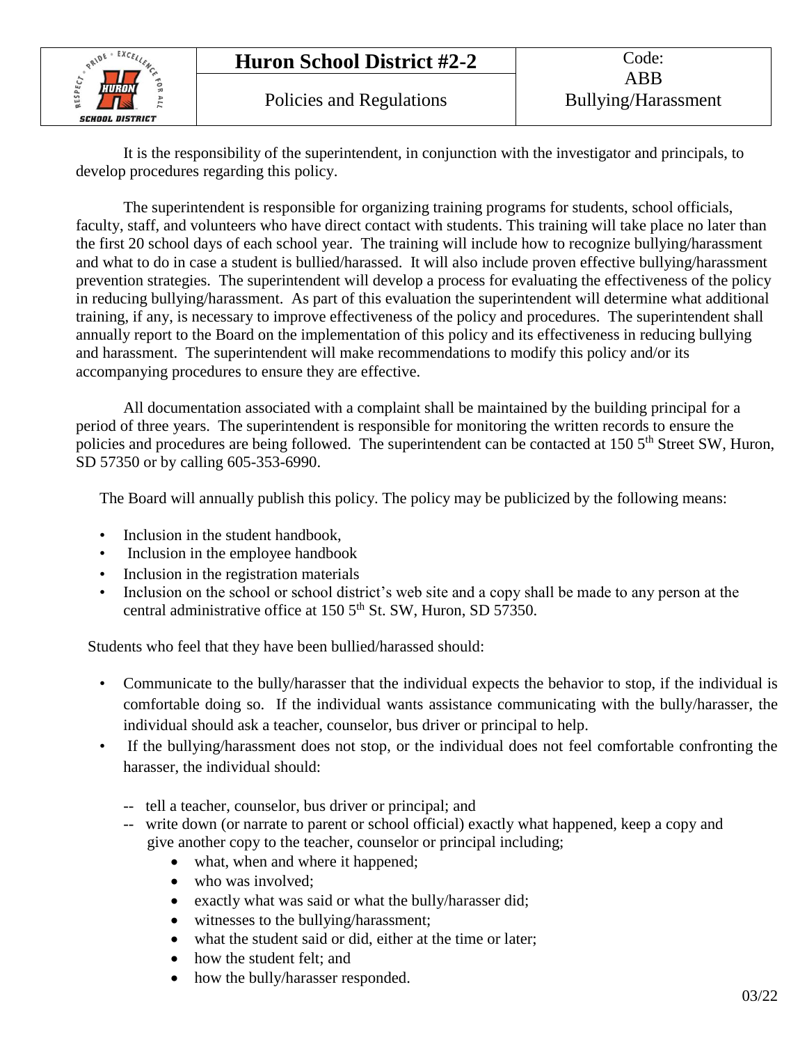It is the responsibility of the superintendent, in conjunction with the investigator and principals, to develop procedures regarding this policy.

The superintendent is responsible for organizing training programs for students, school officials, faculty, staff, and volunteers who have direct contact with students. This training will take place no later than the first 20 school days of each school year. The training will include how to recognize bullying/harassment and what to do in case a student is bullied/harassed. It will also include proven effective bullying/harassment prevention strategies. The superintendent will develop a process for evaluating the effectiveness of the policy in reducing bullying/harassment. As part of this evaluation the superintendent will determine what additional training, if any, is necessary to improve effectiveness of the policy and procedures. The superintendent shall annually report to the Board on the implementation of this policy and its effectiveness in reducing bullying and harassment. The superintendent will make recommendations to modify this policy and/or its accompanying procedures to ensure they are effective.

All documentation associated with a complaint shall be maintained by the building principal for a period of three years. The superintendent is responsible for monitoring the written records to ensure the policies and procedures are being followed. The superintendent can be contacted at 150 5th Street SW, Huron, SD 57350 or by calling 605-353-6990.

The Board will annually publish this policy. The policy may be publicized by the following means:

- Inclusion in the student handbook,
- Inclusion in the employee handbook
- Inclusion in the registration materials
- Inclusion on the school or school district's web site and a copy shall be made to any person at the central administrative office at 150 5th St. SW, Huron, SD 57350.

Students who feel that they have been bullied/harassed should:

- Communicate to the bully/harasser that the individual expects the behavior to stop, if the individual is comfortable doing so. If the individual wants assistance communicating with the bully/harasser, the individual should ask a teacher, counselor, bus driver or principal to help.
- If the bullying/harassment does not stop, or the individual does not feel comfortable confronting the harasser, the individual should:
  - -- tell a teacher, counselor, bus driver or principal; and
  - -- write down (or narrate to parent or school official) exactly what happened, keep a copy and give another copy to the teacher, counselor or principal including;
    - what, when and where it happened;
    - who was involved;
    - exactly what was said or what the bully/harasser did;
    - witnesses to the bullying/harassment;
    - what the student said or did, either at the time or later;
    - how the student felt; and
    - how the bully/harasser responded.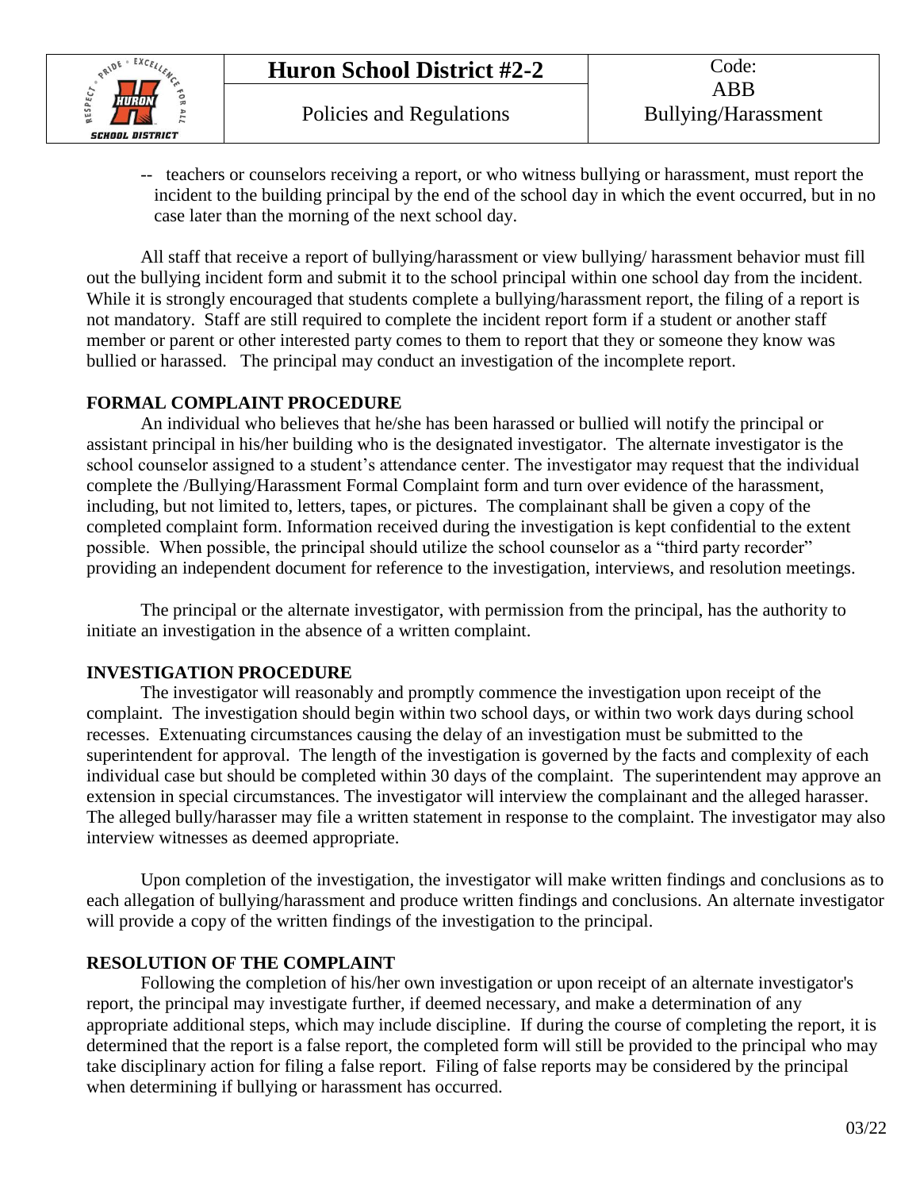-- teachers or counselors receiving a report, or who witness bullying or harassment, must report the incident to the building principal by the end of the school day in which the event occurred, but in no case later than the morning of the next school day.

All staff that receive a report of bullying/harassment or view bullying/ harassment behavior must fill out the bullying incident form and submit it to the school principal within one school day from the incident. While it is strongly encouraged that students complete a bullying/harassment report, the filing of a report is not mandatory. Staff are still required to complete the incident report form if a student or another staff member or parent or other interested party comes to them to report that they or someone they know was bullied or harassed. The principal may conduct an investigation of the incomplete report.

**FORMAL COMPLAINT PROCEDURE**

An individual who believes that he/she has been harassed or bullied will notify the principal or assistant principal in his/her building who is the designated investigator. The alternate investigator is the school counselor assigned to a student's attendance center. The investigator may request that the individual complete the /Bullying/Harassment Formal Complaint form and turn over evidence of the harassment, including, but not limited to, letters, tapes, or pictures. The complainant shall be given a copy of the completed complaint form. Information received during the investigation is kept confidential to the extent possible. When possible, the principal should utilize the school counselor as a "third party recorder" providing an independent document for reference to the investigation, interviews, and resolution meetings.

The principal or the alternate investigator, with permission from the principal, has the authority to initiate an investigation in the absence of a written complaint.

**INVESTIGATION PROCEDURE**

The investigator will reasonably and promptly commence the investigation upon receipt of the complaint. The investigation should begin within two school days, or within two work days during school recesses. Extenuating circumstances causing the delay of an investigation must be submitted to the superintendent for approval. The length of the investigation is governed by the facts and complexity of each individual case but should be completed within 30 days of the complaint. The superintendent may approve an extension in special circumstances. The investigator will interview the complainant and the alleged harasser. The alleged bully/harasser may file a written statement in response to the complaint. The investigator may also interview witnesses as deemed appropriate.

Upon completion of the investigation, the investigator will make written findings and conclusions as to each allegation of bullying/harassment and produce written findings and conclusions. An alternate investigator will provide a copy of the written findings of the investigation to the principal.

**RESOLUTION OF THE COMPLAINT**

Following the completion of his/her own investigation or upon receipt of an alternate investigator's report, the principal may investigate further, if deemed necessary, and make a determination of any appropriate additional steps, which may include discipline. If during the course of completing the report, it is determined that the report is a false report, the completed form will still be provided to the principal who may take disciplinary action for filing a false report. Filing of false reports may be considered by the principal when determining if bullying or harassment has occurred.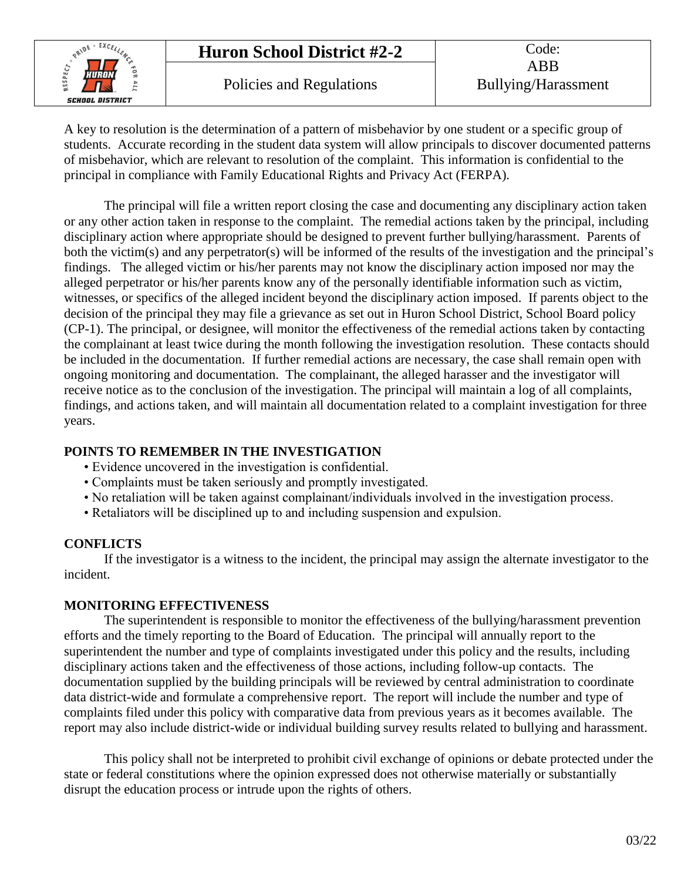A key to resolution is the determination of a pattern of misbehavior by one student or a specific group of students. Accurate recording in the student data system will allow principals to discover documented patterns of misbehavior, which are relevant to resolution of the complaint. This information is confidential to the principal in compliance with Family Educational Rights and Privacy Act (FERPA).

The principal will file a written report closing the case and documenting any disciplinary action taken or any other action taken in response to the complaint. The remedial actions taken by the principal, including disciplinary action where appropriate should be designed to prevent further bullying/harassment. Parents of both the victim(s) and any perpetrator(s) will be informed of the results of the investigation and the principal's findings. The alleged victim or his/her parents may not know the disciplinary action imposed nor may the alleged perpetrator or his/her parents know any of the personally identifiable information such as victim, witnesses, or specifics of the alleged incident beyond the disciplinary action imposed. If parents object to the decision of the principal they may file a grievance as set out in Huron School District, School Board policy (CP-1). The principal, or designee, will monitor the effectiveness of the remedial actions taken by contacting the complainant at least twice during the month following the investigation resolution. These contacts should be included in the documentation. If further remedial actions are necessary, the case shall remain open with ongoing monitoring and documentation. The complainant, the alleged harasser and the investigator will receive notice as to the conclusion of the investigation. The principal will maintain a log of all complaints, findings, and actions taken, and will maintain all documentation related to a complaint investigation for three years.

**POINTS TO REMEMBER IN THE INVESTIGATION**

- Evidence uncovered in the investigation is confidential.
- Complaints must be taken seriously and promptly investigated.
- No retaliation will be taken against complainant/individuals involved in the investigation process.
- Retaliators will be disciplined up to and including suspension and expulsion.

**CONFLICTS**

If the investigator is a witness to the incident, the principal may assign the alternate investigator to the incident.

**MONITORING EFFECTIVENESS**

The superintendent is responsible to monitor the effectiveness of the bullying/harassment prevention efforts and the timely reporting to the Board of Education. The principal will annually report to the superintendent the number and type of complaints investigated under this policy and the results, including disciplinary actions taken and the effectiveness of those actions, including follow-up contacts. The documentation supplied by the building principals will be reviewed by central administration to coordinate data district-wide and formulate a comprehensive report. The report will include the number and type of complaints filed under this policy with comparative data from previous years as it becomes available. The report may also include district-wide or individual building survey results related to bullying and harassment.

This policy shall not be interpreted to prohibit civil exchange of opinions or debate protected under the state or federal constitutions where the opinion expressed does not otherwise materially or substantially disrupt the education process or intrude upon the rights of others.